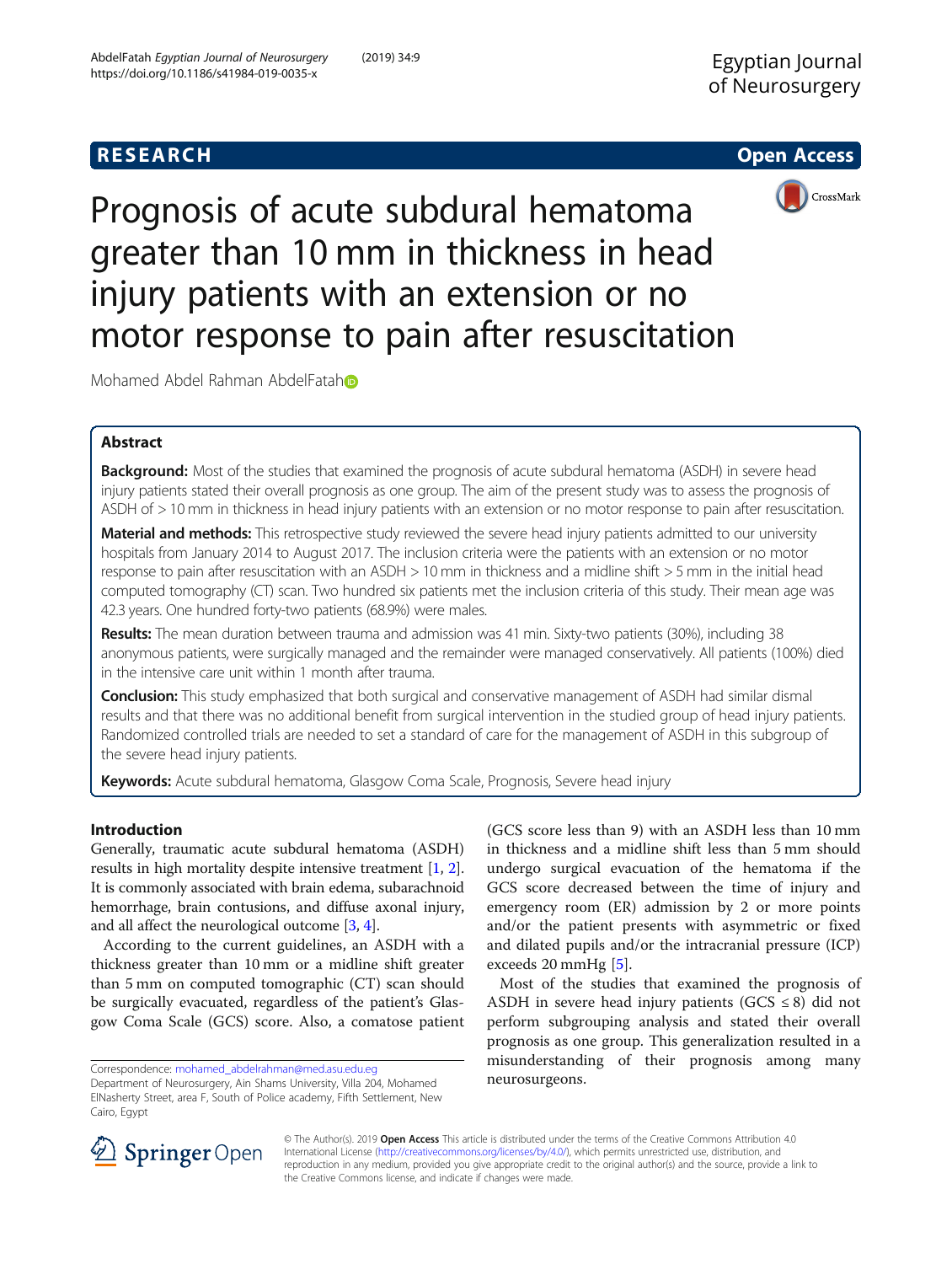**RESEARCH** **Open Access**

# Prognosis of acute subdural hematoma greater than 10 mm in thickness in head injury patients with an extension or no motor response to pain after resuscitation

Mohamed Abdel Rahman AbdelFatah

## Abstract

**Background:** Most of the studies that examined the prognosis of acute subdural hematoma (ASDH) in severe head injury patients stated their overall prognosis as one group. The aim of the present study was to assess the prognosis of ASDH of > 10 mm in thickness in head injury patients with an extension or no motor response to pain after resuscitation.

**Material and methods:** This retrospective study reviewed the severe head injury patients admitted to our university hospitals from January 2014 to August 2017. The inclusion criteria were the patients with an extension or no motor response to pain after resuscitation with an ASDH > 10 mm in thickness and a midline shift > 5 mm in the initial head computed tomography (CT) scan. Two hundred six patients met the inclusion criteria of this study. Their mean age was 42.3 years. One hundred forty-two patients (68.9%) were males.

**Results:** The mean duration between trauma and admission was 41 min. Sixty-two patients (30%), including 38 anonymous patients, were surgically managed and the remainder were managed conservatively. All patients (100%) died in the intensive care unit within 1 month after trauma.

**Conclusion:** This study emphasized that both surgical and conservative management of ASDH had similar dismal results and that there was no additional benefit from surgical intervention in the studied group of head injury patients. Randomized controlled trials are needed to set a standard of care for the management of ASDH in this subgroup of the severe head injury patients.

**Keywords:** Acute subdural hematoma, Glasgow Coma Scale, Prognosis, Severe head injury

## Introduction

Generally, traumatic acute subdural hematoma (ASDH) results in high mortality despite intensive treatment [1, 2]. It is commonly associated with brain edema, subarachnoid hemorrhage, brain contusions, and diffuse axonal injury, and all affect the neurological outcome [3, 4].

According to the current guidelines, an ASDH with a thickness greater than 10 mm or a midline shift greater than 5 mm on computed tomographic (CT) scan should be surgically evacuated, regardless of the patient's Glasgow Coma Scale (GCS) score. Also, a comatose patient (GCS score less than 9) with an ASDH less than 10 mm in thickness and a midline shift less than 5 mm should undergo surgical evacuation of the hematoma if the GCS score decreased between the time of injury and emergency room (ER) admission by 2 or more points and/or the patient presents with asymmetric or fixed and dilated pupils and/or the intracranial pressure (ICP) exceeds 20 mmHg [5].

Most of the studies that examined the prognosis of ASDH in severe head injury patients (GCS ≤ 8) did not perform subgrouping analysis and stated their overall prognosis as one group. This generalization resulted in a misunderstanding of their prognosis among many neurosurgeons.

Correspondence: mohamed_abdelrahman@med.asu.edu.eg
Department of Neurosurgery, Ain Shams University, Villa 204, Mohamed ElNasherty Street, area F, South of Police academy, Fifth Settlement, New Cairo, Egypt

© The Author(s). 2019 **Open Access** This article is distributed under the terms of the Creative Commons Attribution 4.0 International License (http://creativecommons.org/licenses/by/4.0/), which permits unrestricted use, distribution, and reproduction in any medium, provided you give appropriate credit to the original author(s) and the source, provide a link to the Creative Commons license, and indicate if changes were made.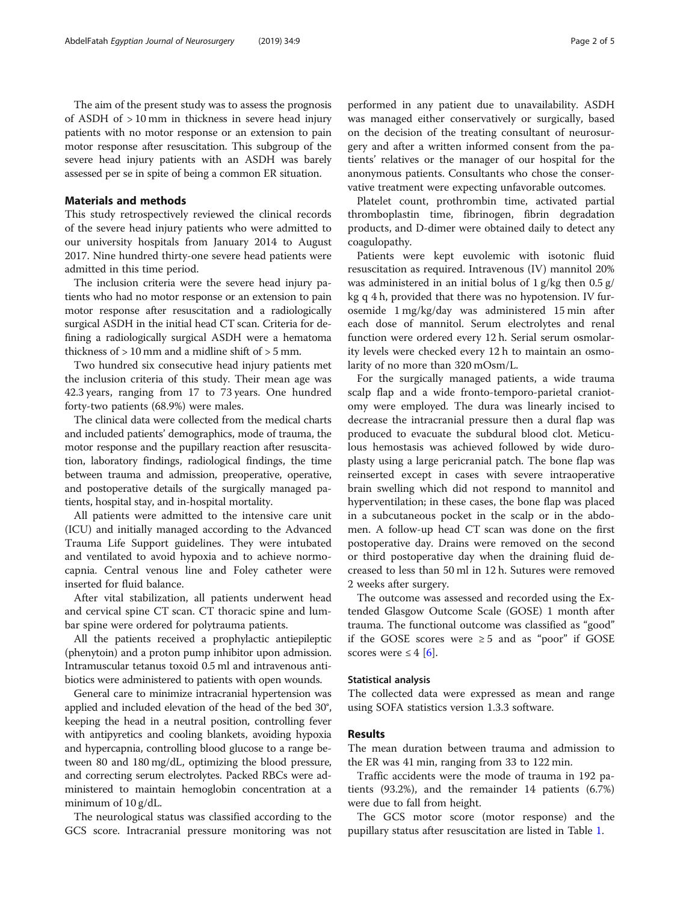The aim of the present study was to assess the prognosis of ASDH of > 10 mm in thickness in severe head injury patients with no motor response or an extension to pain motor response after resuscitation. This subgroup of the severe head injury patients with an ASDH was barely assessed per se in spite of being a common ER situation.

## Materials and methods

This study retrospectively reviewed the clinical records of the severe head injury patients who were admitted to our university hospitals from January 2014 to August 2017. Nine hundred thirty-one severe head patients were admitted in this time period.

The inclusion criteria were the severe head injury patients who had no motor response or an extension to pain motor response after resuscitation and a radiologically surgical ASDH in the initial head CT scan. Criteria for defining a radiologically surgical ASDH were a hematoma thickness of > 10 mm and a midline shift of > 5 mm.

Two hundred six consecutive head injury patients met the inclusion criteria of this study. Their mean age was 42.3 years, ranging from 17 to 73 years. One hundred forty-two patients (68.9%) were males.

The clinical data were collected from the medical charts and included patients' demographics, mode of trauma, the motor response and the pupillary reaction after resuscitation, laboratory findings, radiological findings, the time between trauma and admission, preoperative, operative, and postoperative details of the surgically managed patients, hospital stay, and in-hospital mortality.

All patients were admitted to the intensive care unit (ICU) and initially managed according to the Advanced Trauma Life Support guidelines. They were intubated and ventilated to avoid hypoxia and to achieve normocapnia. Central venous line and Foley catheter were inserted for fluid balance.

After vital stabilization, all patients underwent head and cervical spine CT scan. CT thoracic spine and lumbar spine were ordered for polytrauma patients.

All the patients received a prophylactic antiepileptic (phenytoin) and a proton pump inhibitor upon admission. Intramuscular tetanus toxoid 0.5 ml and intravenous antibiotics were administered to patients with open wounds.

General care to minimize intracranial hypertension was applied and included elevation of the head of the bed 30°, keeping the head in a neutral position, controlling fever with antipyretics and cooling blankets, avoiding hypoxia and hypercapnia, controlling blood glucose to a range between 80 and 180 mg/dL, optimizing the blood pressure, and correcting serum electrolytes. Packed RBCs were administered to maintain hemoglobin concentration at a minimum of 10 g/dL.

The neurological status was classified according to the GCS score. Intracranial pressure monitoring was not performed in any patient due to unavailability. ASDH was managed either conservatively or surgically, based on the decision of the treating consultant of neurosurgery and after a written informed consent from the patients' relatives or the manager of our hospital for the anonymous patients. Consultants who chose the conservative treatment were expecting unfavorable outcomes.

Platelet count, prothrombin time, activated partial thromboplastin time, fibrinogen, fibrin degradation products, and D-dimer were obtained daily to detect any coagulopathy.

Patients were kept euvolemic with isotonic fluid resuscitation as required. Intravenous (IV) mannitol 20% was administered in an initial bolus of 1 g/kg then 0.5 g/kg q 4 h, provided that there was no hypotension. IV furosemide 1 mg/kg/day was administered 15 min after each dose of mannitol. Serum electrolytes and renal function were ordered every 12 h. Serial serum osmolarity levels were checked every 12 h to maintain an osmolarity of no more than 320 mOsm/L.

For the surgically managed patients, a wide trauma scalp flap and a wide fronto-temporo-parietal craniotomy were employed. The dura was linearly incised to decrease the intracranial pressure then a dural flap was produced to evacuate the subdural blood clot. Meticulous hemostasis was achieved followed by wide duroplasty using a large pericranial patch. The bone flap was reinserted except in cases with severe intraoperative brain swelling which did not respond to mannitol and hyperventilation; in these cases, the bone flap was placed in a subcutaneous pocket in the scalp or in the abdomen. A follow-up head CT scan was done on the first postoperative day. Drains were removed on the second or third postoperative day when the draining fluid decreased to less than 50 ml in 12 h. Sutures were removed 2 weeks after surgery.

The outcome was assessed and recorded using the Extended Glasgow Outcome Scale (GOSE) 1 month after trauma. The functional outcome was classified as "good" if the GOSE scores were ≥ 5 and as "poor" if GOSE scores were ≤ 4 [6].

### Statistical analysis

The collected data were expressed as mean and range using SOFA statistics version 1.3.3 software.

## Results

The mean duration between trauma and admission to the ER was 41 min, ranging from 33 to 122 min.

Traffic accidents were the mode of trauma in 192 patients (93.2%), and the remainder 14 patients (6.7%) were due to fall from height.

The GCS motor score (motor response) and the pupillary status after resuscitation are listed in Table 1.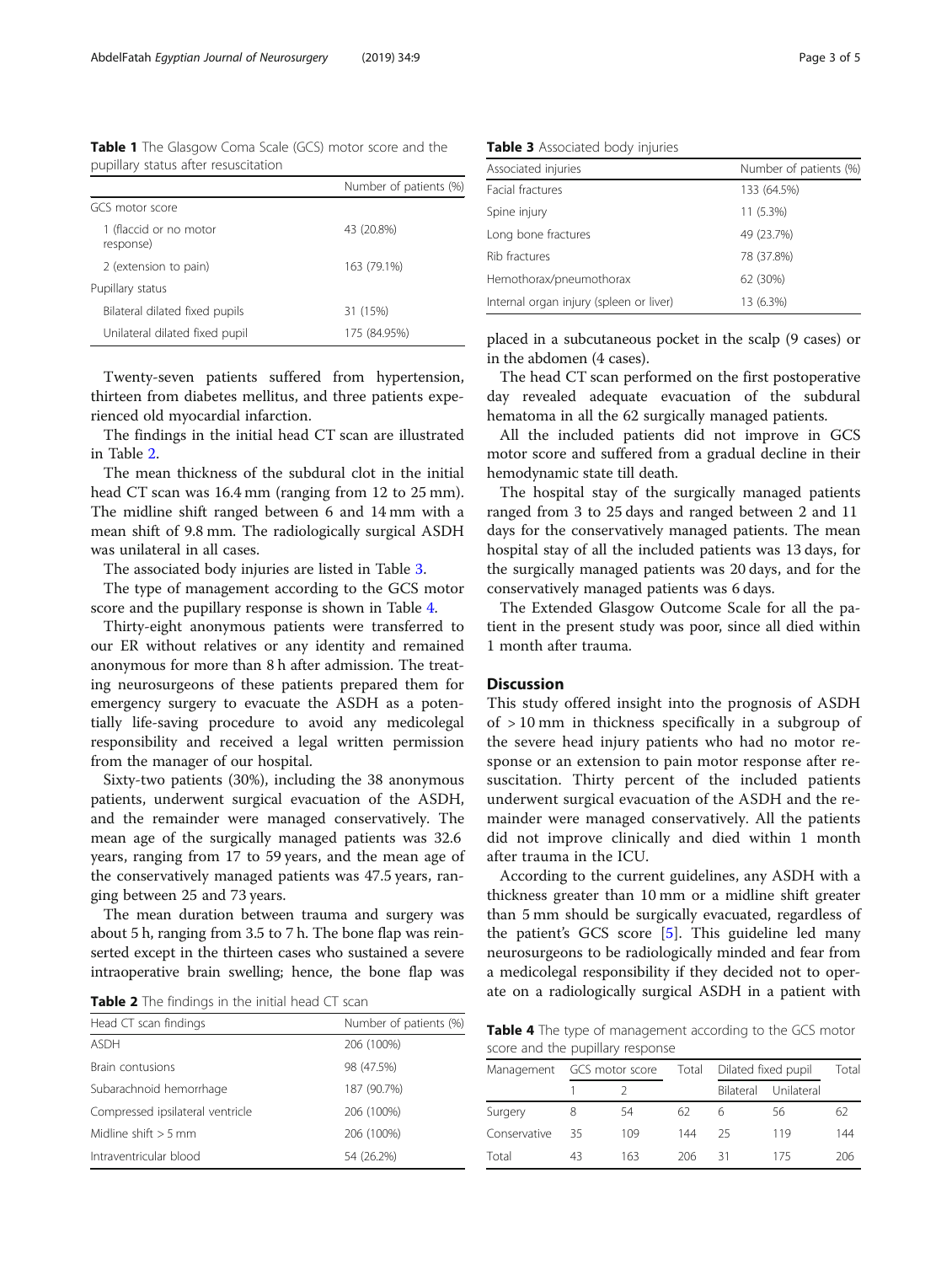**Table 1** The Glasgow Coma Scale (GCS) motor score and the pupillary status after resuscitation

| | Number of patients (%) |
|---|---|
| GCS motor score | |
| 1 (flaccid or no motor response) | 43 (20.8%) |
| 2 (extension to pain) | 163 (79.1%) |
| Pupillary status | |
| Bilateral dilated fixed pupils | 31 (15%) |
| Unilateral dilated fixed pupil | 175 (84.95%) |

Twenty-seven patients suffered from hypertension, thirteen from diabetes mellitus, and three patients experienced old myocardial infarction.

The findings in the initial head CT scan are illustrated in Table 2.

The mean thickness of the subdural clot in the initial head CT scan was 16.4 mm (ranging from 12 to 25 mm). The midline shift ranged between 6 and 14 mm with a mean shift of 9.8 mm. The radiologically surgical ASDH was unilateral in all cases.

The associated body injuries are listed in Table 3.

The type of management according to the GCS motor score and the pupillary response is shown in Table 4.

Thirty-eight anonymous patients were transferred to our ER without relatives or any identity and remained anonymous for more than 8 h after admission. The treating neurosurgeons of these patients prepared them for emergency surgery to evacuate the ASDH as a potentially life-saving procedure to avoid any medicolegal responsibility and received a legal written permission from the manager of our hospital.

Sixty-two patients (30%), including the 38 anonymous patients, underwent surgical evacuation of the ASDH, and the remainder were managed conservatively. The mean age of the surgically managed patients was 32.6 years, ranging from 17 to 59 years, and the mean age of the conservatively managed patients was 47.5 years, ranging between 25 and 73 years.

The mean duration between trauma and surgery was about 5 h, ranging from 3.5 to 7 h. The bone flap was reinserted except in the thirteen cases who sustained a severe intraoperative brain swelling; hence, the bone flap was placed in a subcutaneous pocket in the scalp (9 cases) or in the abdomen (4 cases).

**Table 2** The findings in the initial head CT scan

| Head CT scan findings | Number of patients (%) |
|---|---|
| ASDH | 206 (100%) |
| Brain contusions | 98 (47.5%) |
| Subarachnoid hemorrhage | 187 (90.7%) |
| Compressed ipsilateral ventricle | 206 (100%) |
| Midline shift > 5 mm | 206 (100%) |
| Intraventricular blood | 54 (26.2%) |

**Table 3** Associated body injuries

| Associated injuries | Number of patients (%) |
|---|---|
| Facial fractures | 133 (64.5%) |
| Spine injury | 11 (5.3%) |
| Long bone fractures | 49 (23.7%) |
| Rib fractures | 78 (37.8%) |
| Hemothorax/pneumothorax | 62 (30%) |
| Internal organ injury (spleen or liver) | 13 (6.3%) |

The head CT scan performed on the first postoperative day revealed adequate evacuation of the subdural hematoma in all the 62 surgically managed patients.

All the included patients did not improve in GCS motor score and suffered from a gradual decline in their hemodynamic state till death.

The hospital stay of the surgically managed patients ranged from 3 to 25 days and ranged between 2 and 11 days for the conservatively managed patients. The mean hospital stay of all the included patients was 13 days, for the surgically managed patients was 20 days, and for the conservatively managed patients was 6 days.

The Extended Glasgow Outcome Scale for all the patient in the present study was poor, since all died within 1 month after trauma.

## Discussion

This study offered insight into the prognosis of ASDH of > 10 mm in thickness specifically in a subgroup of the severe head injury patients who had no motor response or an extension to pain motor response after resuscitation. Thirty percent of the included patients underwent surgical evacuation of the ASDH and the remainder were managed conservatively. All the patients did not improve clinically and died within 1 month after trauma in the ICU.

According to the current guidelines, any ASDH with a thickness greater than 10 mm or a midline shift greater than 5 mm should be surgically evacuated, regardless of the patient's GCS score [5]. This guideline led many neurosurgeons to be radiologically minded and fear from a medicolegal responsibility if they decided not to operate on a radiologically surgical ASDH in a patient with

**Table 4** The type of management according to the GCS motor score and the pupillary response

| Management | GCS motor score | | Total | Dilated fixed pupil | | Total |
|---|---|---|---|---|---|---|
| | 1 | 2 | | Bilateral | Unilateral | |
| Surgery | 8 | 54 | 62 | 6 | 56 | 62 |
| Conservative | 35 | 109 | 144 | 25 | 119 | 144 |
| Total | 43 | 163 | 206 | 31 | 175 | 206 |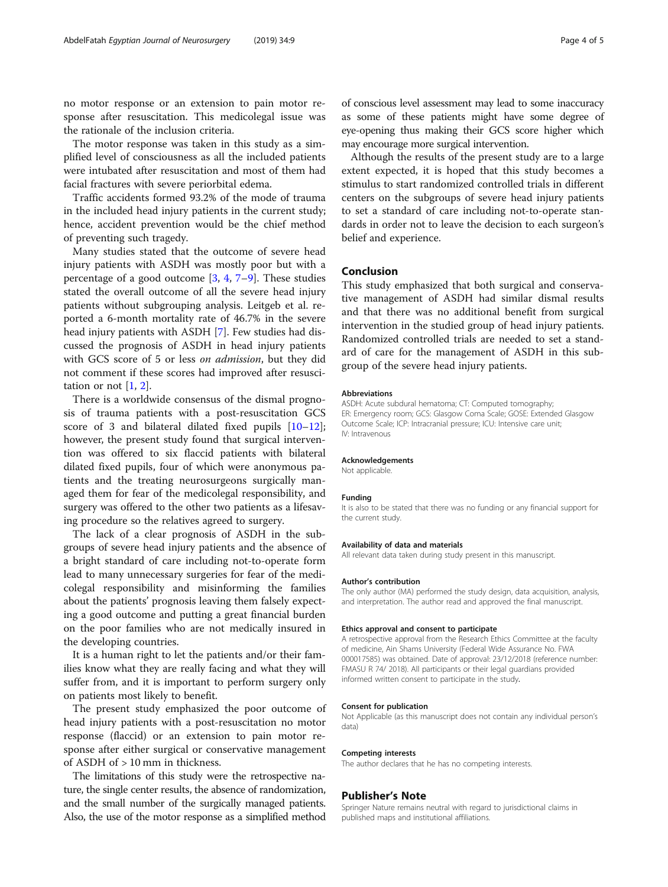no motor response or an extension to pain motor response after resuscitation. This medicolegal issue was the rationale of the inclusion criteria.

The motor response was taken in this study as a simplified level of consciousness as all the included patients were intubated after resuscitation and most of them had facial fractures with severe periorbital edema.

Traffic accidents formed 93.2% of the mode of trauma in the included head injury patients in the current study; hence, accident prevention would be the chief method of preventing such tragedy.

Many studies stated that the outcome of severe head injury patients with ASDH was mostly poor but with a percentage of a good outcome [3, 4, 7–9]. These studies stated the overall outcome of all the severe head injury patients without subgrouping analysis. Leitgeb et al. reported a 6-month mortality rate of 46.7% in the severe head injury patients with ASDH [7]. Few studies had discussed the prognosis of ASDH in head injury patients with GCS score of 5 or less *on admission*, but they did not comment if these scores had improved after resuscitation or not [1, 2].

There is a worldwide consensus of the dismal prognosis of trauma patients with a post-resuscitation GCS score of 3 and bilateral dilated fixed pupils [10–12]; however, the present study found that surgical intervention was offered to six flaccid patients with bilateral dilated fixed pupils, four of which were anonymous patients and the treating neurosurgeons surgically managed them for fear of the medicolegal responsibility, and surgery was offered to the other two patients as a lifesaving procedure so the relatives agreed to surgery.

The lack of a clear prognosis of ASDH in the subgroups of severe head injury patients and the absence of a bright standard of care including not-to-operate form lead to many unnecessary surgeries for fear of the medicolegal responsibility and misinforming the families about the patients' prognosis leaving them falsely expecting a good outcome and putting a great financial burden on the poor families who are not medically insured in the developing countries.

It is a human right to let the patients and/or their families know what they are really facing and what they will suffer from, and it is important to perform surgery only on patients most likely to benefit.

The present study emphasized the poor outcome of head injury patients with a post-resuscitation no motor response (flaccid) or an extension to pain motor response after either surgical or conservative management of ASDH of > 10 mm in thickness.

The limitations of this study were the retrospective nature, the single center results, the absence of randomization, and the small number of the surgically managed patients. Also, the use of the motor response as a simplified method of conscious level assessment may lead to some inaccuracy as some of these patients might have some degree of eye-opening thus making their GCS score higher which may encourage more surgical intervention.

Although the results of the present study are to a large extent expected, it is hoped that this study becomes a stimulus to start randomized controlled trials in different centers on the subgroups of severe head injury patients to set a standard of care including not-to-operate standards in order not to leave the decision to each surgeon's belief and experience.

## Conclusion

This study emphasized that both surgical and conservative management of ASDH had similar dismal results and that there was no additional benefit from surgical intervention in the studied group of head injury patients. Randomized controlled trials are needed to set a standard of care for the management of ASDH in this subgroup of the severe head injury patients.

#### Abbreviations

ASDH: Acute subdural hematoma; CT: Computed tomography; ER: Emergency room; GCS: Glasgow Coma Scale; GOSE: Extended Glasgow Outcome Scale; ICP: Intracranial pressure; ICU: Intensive care unit; IV: Intravenous

#### Acknowledgements

Not applicable.

#### Funding

It is also to be stated that there was no funding or any financial support for the current study.

#### Availability of data and materials

All relevant data taken during study present in this manuscript.

#### Author's contribution

The only author (MA) performed the study design, data acquisition, analysis, and interpretation. The author read and approved the final manuscript.

#### Ethics approval and consent to participate

A retrospective approval from the Research Ethics Committee at the faculty of medicine, Ain Shams University (Federal Wide Assurance No. FWA 000017585) was obtained. Date of approval: 23/12/2018 (reference number: FMASU R 74/ 2018). All participants or their legal guardians provided informed written consent to participate in the study.

#### Consent for publication

Not Applicable (as this manuscript does not contain any individual person's data)

#### Competing interests

The author declares that he has no competing interests.

## Publisher's Note

Springer Nature remains neutral with regard to jurisdictional claims in published maps and institutional affiliations.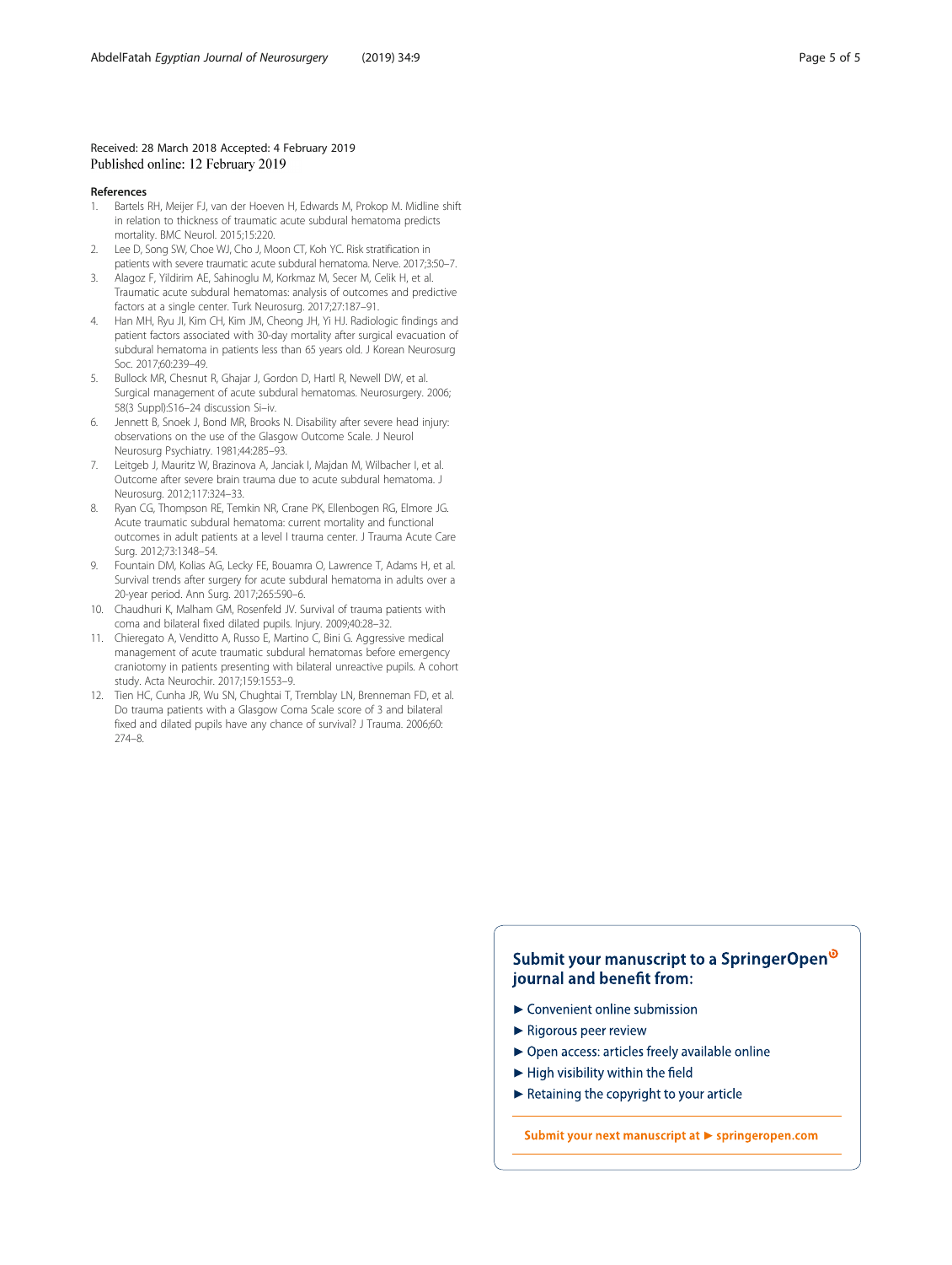Received: 28 March 2018 Accepted: 4 February 2019
Published online: 12 February 2019

**References**

1. Bartels RH, Meijer FJ, van der Hoeven H, Edwards M, Prokop M. Midline shift in relation to thickness of traumatic acute subdural hematoma predicts mortality. BMC Neurol. 2015;15:220.
2. Lee D, Song SW, Choe WJ, Cho J, Moon CT, Koh YC. Risk stratification in patients with severe traumatic acute subdural hematoma. Nerve. 2017;3:50–7.
3. Alagoz F, Yildirim AE, Sahinoglu M, Korkmaz M, Secer M, Celik H, et al. Traumatic acute subdural hematomas: analysis of outcomes and predictive factors at a single center. Turk Neurosurg. 2017;27:187–91.
4. Han MH, Ryu JI, Kim CH, Kim JM, Cheong JH, Yi HJ. Radiologic findings and patient factors associated with 30-day mortality after surgical evacuation of subdural hematoma in patients less than 65 years old. J Korean Neurosurg Soc. 2017;60:239–49.
5. Bullock MR, Chesnut R, Ghajar J, Gordon D, Hartl R, Newell DW, et al. Surgical management of acute subdural hematomas. Neurosurgery. 2006; 58(3 Suppl):S16–24 discussion Si–iv.
6. Jennett B, Snoek J, Bond MR, Brooks N. Disability after severe head injury: observations on the use of the Glasgow Outcome Scale. J Neurol Neurosurg Psychiatry. 1981;44:285–93.
7. Leitgeb J, Mauritz W, Brazinova A, Janciak I, Majdan M, Wilbacher I, et al. Outcome after severe brain trauma due to acute subdural hematoma. J Neurosurg. 2012;117:324–33.
8. Ryan CG, Thompson RE, Temkin NR, Crane PK, Ellenbogen RG, Elmore JG. Acute traumatic subdural hematoma: current mortality and functional outcomes in adult patients at a level I trauma center. J Trauma Acute Care Surg. 2012;73:1348–54.
9. Fountain DM, Kolias AG, Lecky FE, Bouamra O, Lawrence T, Adams H, et al. Survival trends after surgery for acute subdural hematoma in adults over a 20-year period. Ann Surg. 2017;265:590–6.
10. Chaudhuri K, Malham GM, Rosenfeld JV. Survival of trauma patients with coma and bilateral fixed dilated pupils. Injury. 2009;40:28–32.
11. Chieregato A, Venditto A, Russo E, Martino C, Bini G. Aggressive medical management of acute traumatic subdural hematomas before emergency craniotomy in patients presenting with bilateral unreactive pupils. A cohort study. Acta Neurochir. 2017;159:1553–9.
12. Tien HC, Cunha JR, Wu SN, Chughtai T, Tremblay LN, Brenneman FD, et al. Do trauma patients with a Glasgow Coma Scale score of 3 and bilateral fixed and dilated pupils have any chance of survival? J Trauma. 2006;60: 274–8.

**Submit your manuscript to a SpringerOpen journal and benefit from:**

- ► Convenient online submission
- ► Rigorous peer review
- ► Open access: articles freely available online
- ► High visibility within the field
- ► Retaining the copyright to your article

Submit your next manuscript at ► springeropen.com